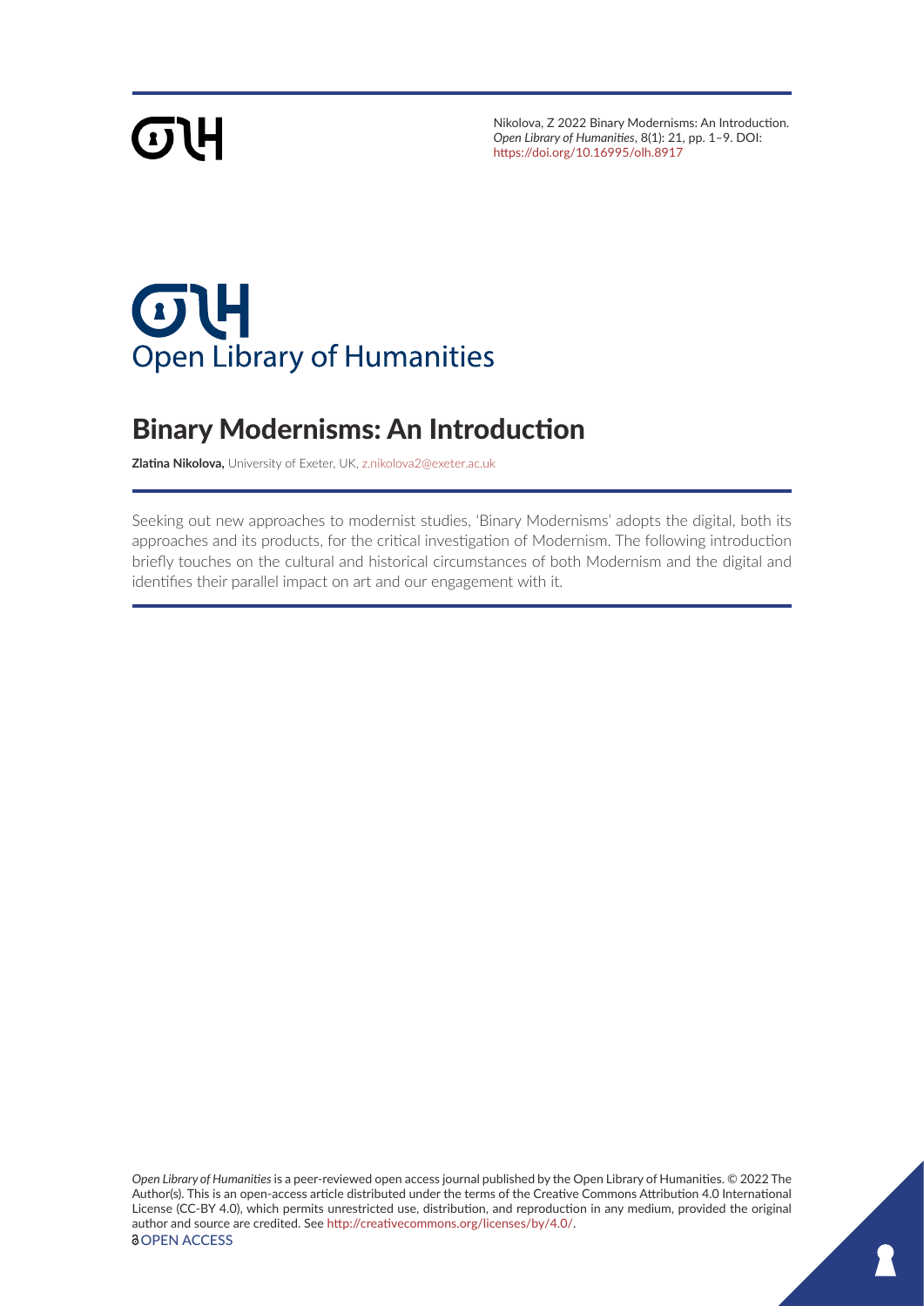Nikolova, Z 2022 Binary Modernisms: An Introduction. *Open Library of Humanities*, 8(1): 21, pp. 1–9. DOI: https://doi.org/10.16995/olh.8917

# Binary Modernisms: An Introduction

**Zlatina Nikolova,** University of Exeter, UK, z.nikolova2@exeter.ac.uk

Seeking out new approaches to modernist studies, 'Binary Modernisms' adopts the digital, both its approaches and its products, for the critical investigation of Modernism. The following introduction briefly touches on the cultural and historical circumstances of both Modernism and the digital and identifies their parallel impact on art and our engagement with it.

*Open Library of Humanities* is a peer-reviewed open access journal published by the Open Library of Humanities. © 2022 The Author(s). This is an open-access article distributed under the terms of the Creative Commons Attribution 4.0 International License (CC-BY 4.0), which permits unrestricted use, distribution, and reproduction in any medium, provided the original author and source are credited. See http://creativecommons.org/licenses/by/4.0/.

OPEN ACCESS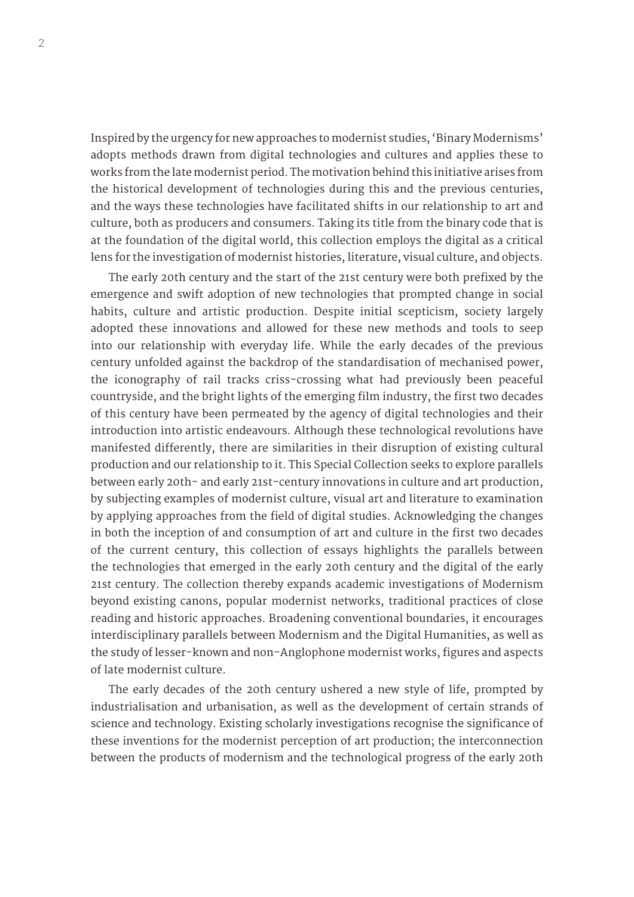Inspired by the urgency for new approaches to modernist studies, 'Binary Modernisms' adopts methods drawn from digital technologies and cultures and applies these to works from the late modernist period. The motivation behind this initiative arises from the historical development of technologies during this and the previous centuries, and the ways these technologies have facilitated shifts in our relationship to art and culture, both as producers and consumers. Taking its title from the binary code that is at the foundation of the digital world, this collection employs the digital as a critical lens for the investigation of modernist histories, literature, visual culture, and objects.

The early 20th century and the start of the 21st century were both prefixed by the emergence and swift adoption of new technologies that prompted change in social habits, culture and artistic production. Despite initial scepticism, society largely adopted these innovations and allowed for these new methods and tools to seep into our relationship with everyday life. While the early decades of the previous century unfolded against the backdrop of the standardisation of mechanised power, the iconography of rail tracks criss-crossing what had previously been peaceful countryside, and the bright lights of the emerging film industry, the first two decades of this century have been permeated by the agency of digital technologies and their introduction into artistic endeavours. Although these technological revolutions have manifested differently, there are similarities in their disruption of existing cultural production and our relationship to it. This Special Collection seeks to explore parallels between early 20th- and early 21st-century innovations in culture and art production, by subjecting examples of modernist culture, visual art and literature to examination by applying approaches from the field of digital studies. Acknowledging the changes in both the inception of and consumption of art and culture in the first two decades of the current century, this collection of essays highlights the parallels between the technologies that emerged in the early 20th century and the digital of the early 21st century. The collection thereby expands academic investigations of Modernism beyond existing canons, popular modernist networks, traditional practices of close reading and historic approaches. Broadening conventional boundaries, it encourages interdisciplinary parallels between Modernism and the Digital Humanities, as well as the study of lesser-known and non-Anglophone modernist works, figures and aspects of late modernist culture.

The early decades of the 20th century ushered a new style of life, prompted by industrialisation and urbanisation, as well as the development of certain strands of science and technology. Existing scholarly investigations recognise the significance of these inventions for the modernist perception of art production; the interconnection between the products of modernism and the technological progress of the early 20th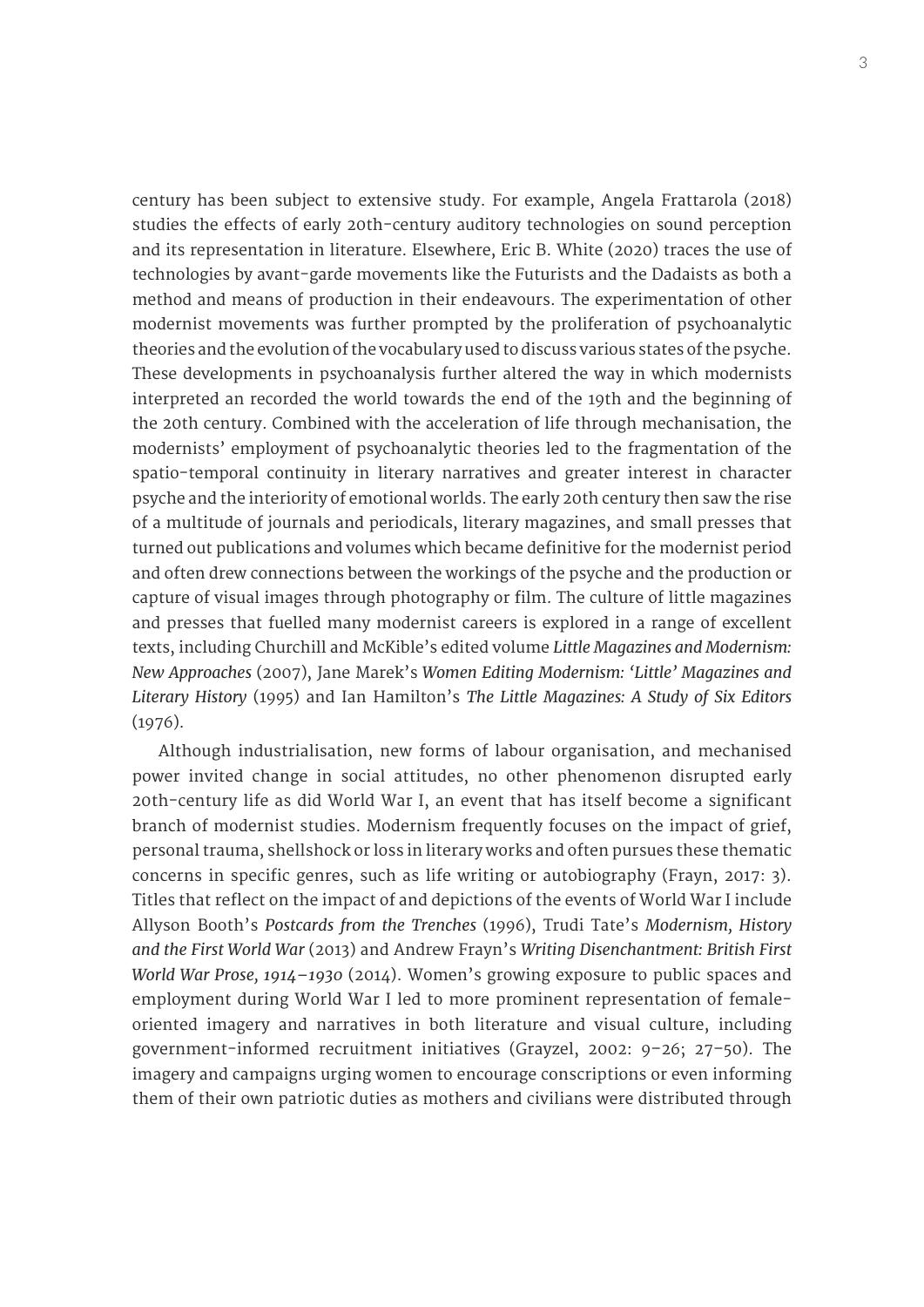century has been subject to extensive study. For example, Angela Frattarola (2018) studies the effects of early 20th-century auditory technologies on sound perception and its representation in literature. Elsewhere, Eric B. White (2020) traces the use of technologies by avant-garde movements like the Futurists and the Dadaists as both a method and means of production in their endeavours. The experimentation of other modernist movements was further prompted by the proliferation of psychoanalytic theories and the evolution of the vocabulary used to discuss various states of the psyche. These developments in psychoanalysis further altered the way in which modernists interpreted an recorded the world towards the end of the 19th and the beginning of the 20th century. Combined with the acceleration of life through mechanisation, the modernists' employment of psychoanalytic theories led to the fragmentation of the spatio-temporal continuity in literary narratives and greater interest in character psyche and the interiority of emotional worlds. The early 20th century then saw the rise of a multitude of journals and periodicals, literary magazines, and small presses that turned out publications and volumes which became definitive for the modernist period and often drew connections between the workings of the psyche and the production or capture of visual images through photography or film. The culture of little magazines and presses that fuelled many modernist careers is explored in a range of excellent texts, including Churchill and McKible's edited volume *Little Magazines and Modernism: New Approaches* (2007), Jane Marek's *Women Editing Modernism: 'Little' Magazines and Literary History* (1995) and Ian Hamilton's *The Little Magazines: A Study of Six Editors* (1976).

Although industrialisation, new forms of labour organisation, and mechanised power invited change in social attitudes, no other phenomenon disrupted early 20th-century life as did World War I, an event that has itself become a significant branch of modernist studies. Modernism frequently focuses on the impact of grief, personal trauma, shellshock or loss in literary works and often pursues these thematic concerns in specific genres, such as life writing or autobiography (Frayn, 2017: 3). Titles that reflect on the impact of and depictions of the events of World War I include Allyson Booth's *Postcards from the Trenches* (1996), Trudi Tate's *Modernism, History and the First World War* (2013) and Andrew Frayn's *Writing Disenchantment: British First World War Prose, 1914–1930* (2014). Women's growing exposure to public spaces and employment during World War I led to more prominent representation of female-oriented imagery and narratives in both literature and visual culture, including government-informed recruitment initiatives (Grayzel, 2002: 9–26; 27–50). The imagery and campaigns urging women to encourage conscriptions or even informing them of their own patriotic duties as mothers and civilians were distributed through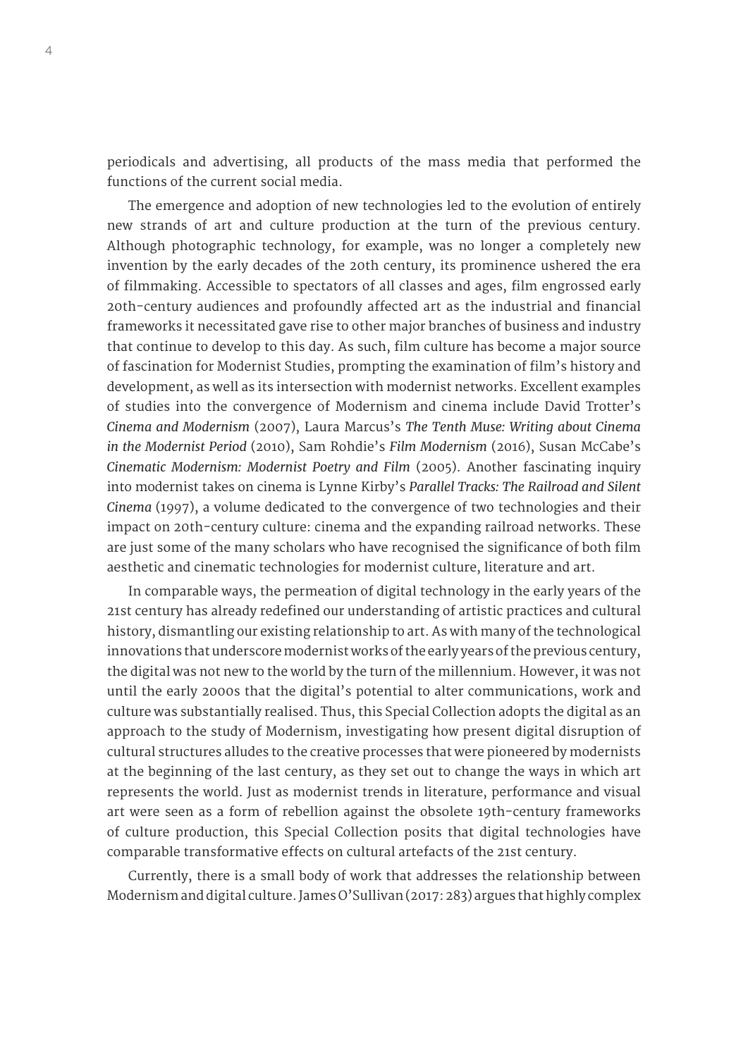periodicals and advertising, all products of the mass media that performed the functions of the current social media.

The emergence and adoption of new technologies led to the evolution of entirely new strands of art and culture production at the turn of the previous century. Although photographic technology, for example, was no longer a completely new invention by the early decades of the 20th century, its prominence ushered the era of filmmaking. Accessible to spectators of all classes and ages, film engrossed early 20th-century audiences and profoundly affected art as the industrial and financial frameworks it necessitated gave rise to other major branches of business and industry that continue to develop to this day. As such, film culture has become a major source of fascination for Modernist Studies, prompting the examination of film's history and development, as well as its intersection with modernist networks. Excellent examples of studies into the convergence of Modernism and cinema include David Trotter's *Cinema and Modernism* (2007), Laura Marcus's *The Tenth Muse: Writing about Cinema in the Modernist Period* (2010), Sam Rohdie's *Film Modernism* (2016), Susan McCabe's *Cinematic Modernism: Modernist Poetry and Film* (2005). Another fascinating inquiry into modernist takes on cinema is Lynne Kirby's *Parallel Tracks: The Railroad and Silent Cinema* (1997), a volume dedicated to the convergence of two technologies and their impact on 20th-century culture: cinema and the expanding railroad networks. These are just some of the many scholars who have recognised the significance of both film aesthetic and cinematic technologies for modernist culture, literature and art.

In comparable ways, the permeation of digital technology in the early years of the 21st century has already redefined our understanding of artistic practices and cultural history, dismantling our existing relationship to art. As with many of the technological innovations that underscore modernist works of the early years of the previous century, the digital was not new to the world by the turn of the millennium. However, it was not until the early 2000s that the digital's potential to alter communications, work and culture was substantially realised. Thus, this Special Collection adopts the digital as an approach to the study of Modernism, investigating how present digital disruption of cultural structures alludes to the creative processes that were pioneered by modernists at the beginning of the last century, as they set out to change the ways in which art represents the world. Just as modernist trends in literature, performance and visual art were seen as a form of rebellion against the obsolete 19th-century frameworks of culture production, this Special Collection posits that digital technologies have comparable transformative effects on cultural artefacts of the 21st century.

Currently, there is a small body of work that addresses the relationship between Modernism and digital culture. James O'Sullivan (2017: 283) argues that highly complex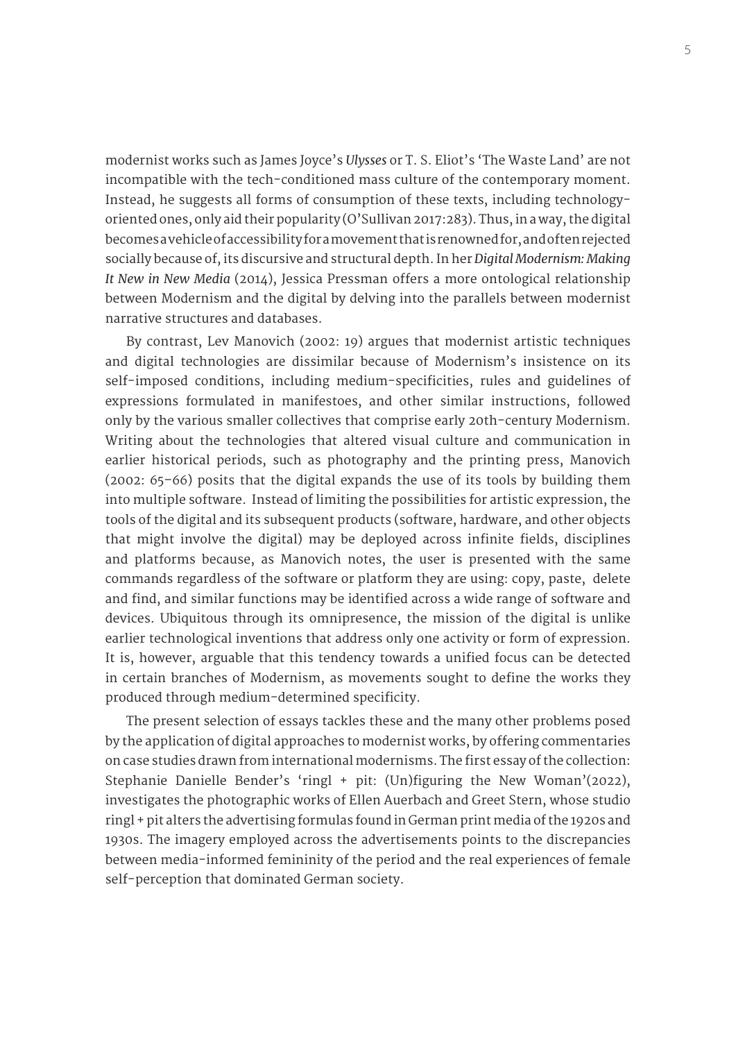modernist works such as James Joyce's *Ulysses* or T. S. Eliot's 'The Waste Land' are not incompatible with the tech-conditioned mass culture of the contemporary moment. Instead, he suggests all forms of consumption of these texts, including technology-oriented ones, only aid their popularity (O'Sullivan 2017:283). Thus, in a way, the digital becomes a vehicle of accessibility for a movement that is renowned for, and often rejected socially because of, its discursive and structural depth. In her *Digital Modernism: Making It New in New Media* (2014), Jessica Pressman offers a more ontological relationship between Modernism and the digital by delving into the parallels between modernist narrative structures and databases.

By contrast, Lev Manovich (2002: 19) argues that modernist artistic techniques and digital technologies are dissimilar because of Modernism's insistence on its self-imposed conditions, including medium-specificities, rules and guidelines of expressions formulated in manifestoes, and other similar instructions, followed only by the various smaller collectives that comprise early 20th-century Modernism. Writing about the technologies that altered visual culture and communication in earlier historical periods, such as photography and the printing press, Manovich (2002: 65–66) posits that the digital expands the use of its tools by building them into multiple software. Instead of limiting the possibilities for artistic expression, the tools of the digital and its subsequent products (software, hardware, and other objects that might involve the digital) may be deployed across infinite fields, disciplines and platforms because, as Manovich notes, the user is presented with the same commands regardless of the software or platform they are using: copy, paste, delete and find, and similar functions may be identified across a wide range of software and devices. Ubiquitous through its omnipresence, the mission of the digital is unlike earlier technological inventions that address only one activity or form of expression. It is, however, arguable that this tendency towards a unified focus can be detected in certain branches of Modernism, as movements sought to define the works they produced through medium-determined specificity.

The present selection of essays tackles these and the many other problems posed by the application of digital approaches to modernist works, by offering commentaries on case studies drawn from international modernisms. The first essay of the collection: Stephanie Danielle Bender's 'ringl + pit: (Un)figuring the New Woman'(2022), investigates the photographic works of Ellen Auerbach and Greet Stern, whose studio ringl + pit alters the advertising formulas found in German print media of the 1920s and 1930s. The imagery employed across the advertisements points to the discrepancies between media-informed femininity of the period and the real experiences of female self-perception that dominated German society.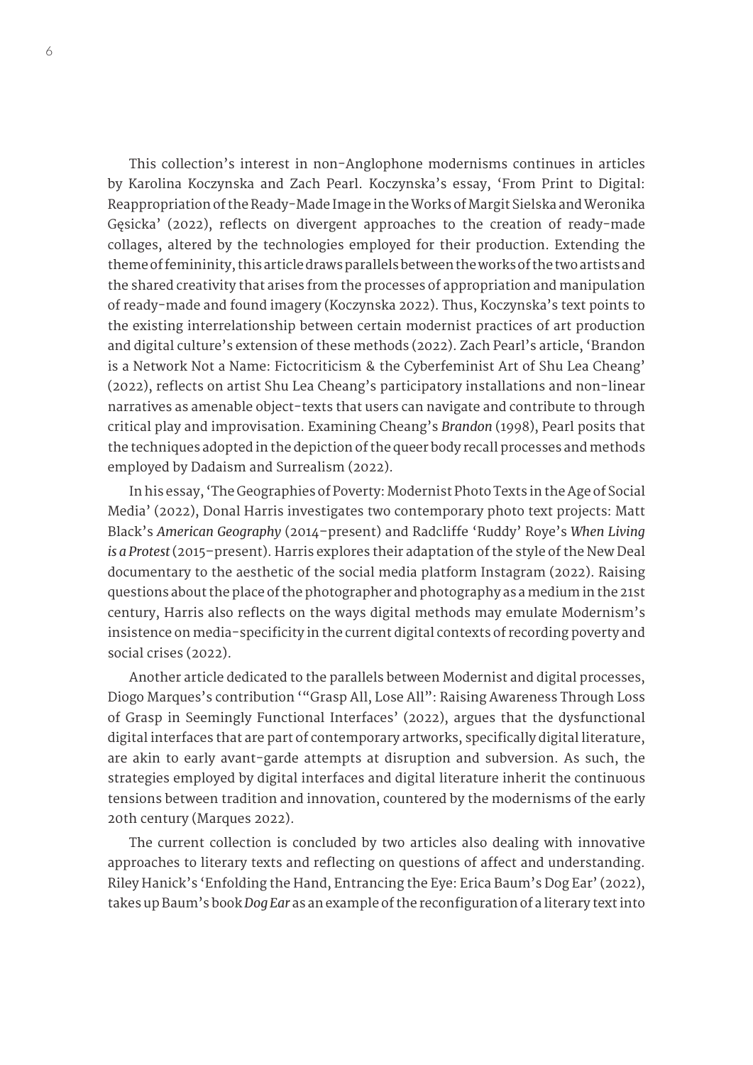This collection's interest in non-Anglophone modernisms continues in articles by Karolina Koczynska and Zach Pearl. Koczynska's essay, 'From Print to Digital: Reappropriation of the Ready-Made Image in the Works of Margit Sielska and Weronika Gęsicka' (2022), reflects on divergent approaches to the creation of ready-made collages, altered by the technologies employed for their production. Extending the theme of femininity, this article draws parallels between the works of the two artists and the shared creativity that arises from the processes of appropriation and manipulation of ready-made and found imagery (Koczynska 2022). Thus, Koczynska's text points to the existing interrelationship between certain modernist practices of art production and digital culture's extension of these methods (2022). Zach Pearl's article, 'Brandon is a Network Not a Name: Fictocriticism & the Cyberfeminist Art of Shu Lea Cheang' (2022), reflects on artist Shu Lea Cheang's participatory installations and non-linear narratives as amenable object-texts that users can navigate and contribute to through critical play and improvisation. Examining Cheang's *Brandon* (1998), Pearl posits that the techniques adopted in the depiction of the queer body recall processes and methods employed by Dadaism and Surrealism (2022).

In his essay, 'The Geographies of Poverty: Modernist Photo Texts in the Age of Social Media' (2022), Donal Harris investigates two contemporary photo text projects: Matt Black's *American Geography* (2014–present) and Radcliffe 'Ruddy' Roye's *When Living is a Protest* (2015–present). Harris explores their adaptation of the style of the New Deal documentary to the aesthetic of the social media platform Instagram (2022). Raising questions about the place of the photographer and photography as a medium in the 21st century, Harris also reflects on the ways digital methods may emulate Modernism's insistence on media-specificity in the current digital contexts of recording poverty and social crises (2022).

Another article dedicated to the parallels between Modernist and digital processes, Diogo Marques's contribution '"Grasp All, Lose All": Raising Awareness Through Loss of Grasp in Seemingly Functional Interfaces' (2022), argues that the dysfunctional digital interfaces that are part of contemporary artworks, specifically digital literature, are akin to early avant-garde attempts at disruption and subversion. As such, the strategies employed by digital interfaces and digital literature inherit the continuous tensions between tradition and innovation, countered by the modernisms of the early 20th century (Marques 2022).

The current collection is concluded by two articles also dealing with innovative approaches to literary texts and reflecting on questions of affect and understanding. Riley Hanick's 'Enfolding the Hand, Entrancing the Eye: Erica Baum's Dog Ear' (2022), takes up Baum's book *Dog Ear* as an example of the reconfiguration of a literary text into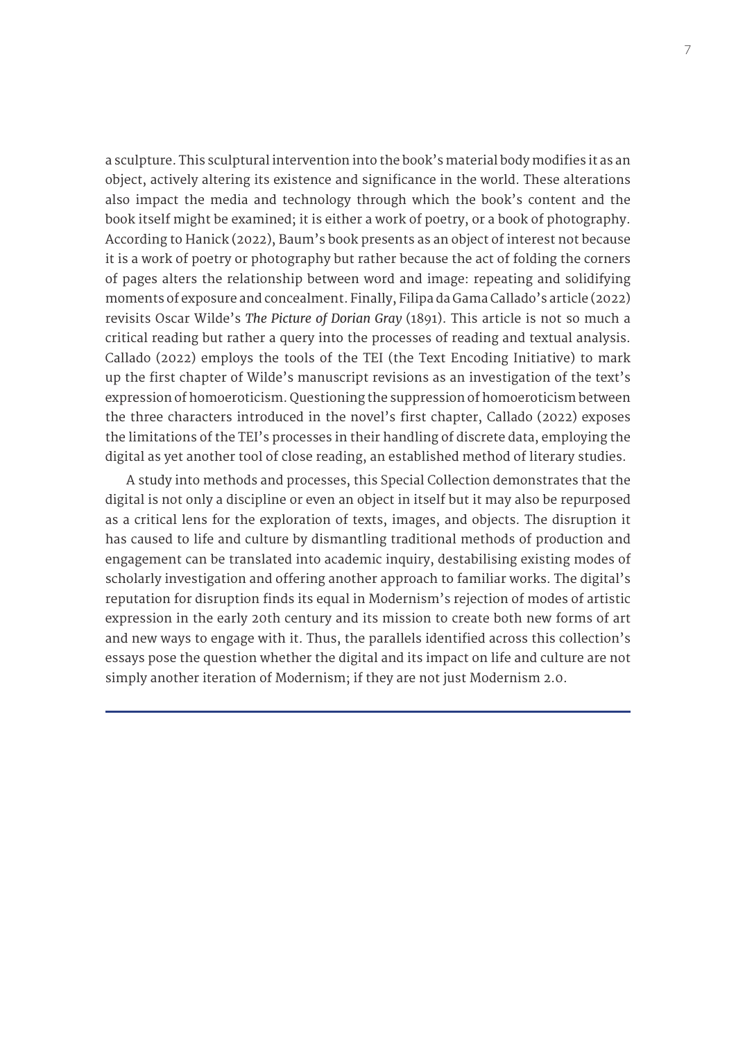a sculpture. This sculptural intervention into the book's material body modifies it as an object, actively altering its existence and significance in the world. These alterations also impact the media and technology through which the book's content and the book itself might be examined; it is either a work of poetry, or a book of photography. According to Hanick (2022), Baum's book presents as an object of interest not because it is a work of poetry or photography but rather because the act of folding the corners of pages alters the relationship between word and image: repeating and solidifying moments of exposure and concealment. Finally, Filipa da Gama Callado's article (2022) revisits Oscar Wilde's *The Picture of Dorian Gray* (1891). This article is not so much a critical reading but rather a query into the processes of reading and textual analysis. Callado (2022) employs the tools of the TEI (the Text Encoding Initiative) to mark up the first chapter of Wilde's manuscript revisions as an investigation of the text's expression of homoeroticism. Questioning the suppression of homoeroticism between the three characters introduced in the novel's first chapter, Callado (2022) exposes the limitations of the TEI's processes in their handling of discrete data, employing the digital as yet another tool of close reading, an established method of literary studies.

A study into methods and processes, this Special Collection demonstrates that the digital is not only a discipline or even an object in itself but it may also be repurposed as a critical lens for the exploration of texts, images, and objects. The disruption it has caused to life and culture by dismantling traditional methods of production and engagement can be translated into academic inquiry, destabilising existing modes of scholarly investigation and offering another approach to familiar works. The digital's reputation for disruption finds its equal in Modernism's rejection of modes of artistic expression in the early 20th century and its mission to create both new forms of art and new ways to engage with it. Thus, the parallels identified across this collection's essays pose the question whether the digital and its impact on life and culture are not simply another iteration of Modernism; if they are not just Modernism 2.0.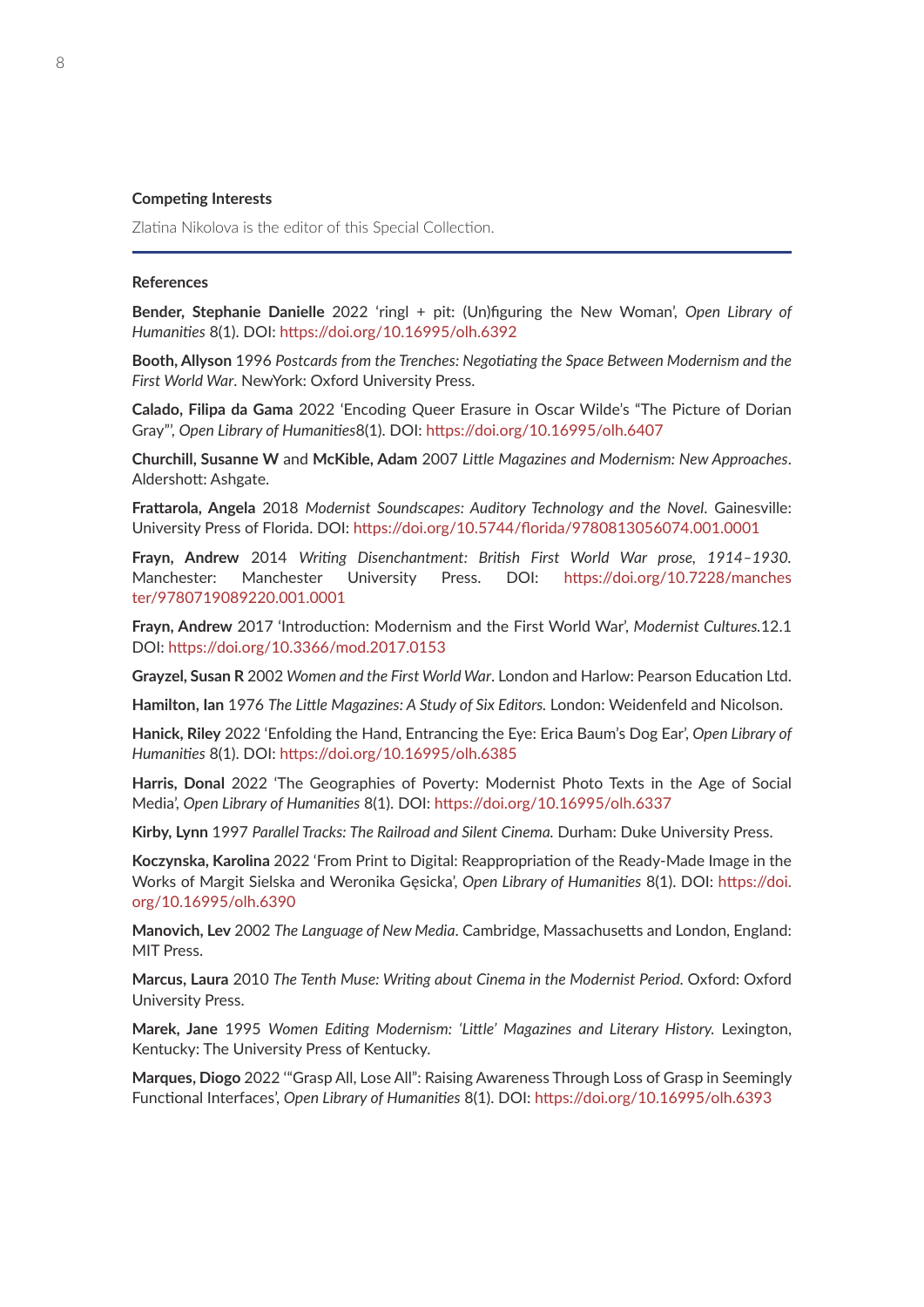### Competing Interests

Zlatina Nikolova is the editor of this Special Collection.

### References

**Bender, Stephanie Danielle** 2022 'ringl + pit: (Un)figuring the New Woman', *Open Library of Humanities* 8(1). DOI: https://doi.org/10.16995/olh.6392

**Booth, Allyson** 1996 *Postcards from the Trenches: Negotiating the Space Between Modernism and the First World War*. NewYork: Oxford University Press.

**Calado, Filipa da Gama** 2022 'Encoding Queer Erasure in Oscar Wilde's "The Picture of Dorian Gray"', *Open Library of Humanities*8(1). DOI: https://doi.org/10.16995/olh.6407

**Churchill, Susanne W** and **McKible, Adam** 2007 *Little Magazines and Modernism: New Approaches*. Aldershott: Ashgate.

**Frattarola, Angela** 2018 *Modernist Soundscapes: Auditory Technology and the Novel*. Gainesville: University Press of Florida. DOI: https://doi.org/10.5744/florida/9780813056074.001.0001

**Frayn, Andrew** 2014 *Writing Disenchantment: British First World War prose, 1914–1930*. Manchester: Manchester University Press. DOI: https://doi.org/10.7228/manchester/9780719089220.001.0001

**Frayn, Andrew** 2017 'Introduction: Modernism and the First World War', *Modernist Cultures*.12.1 DOI: https://doi.org/10.3366/mod.2017.0153

**Grayzel, Susan R** 2002 *Women and the First World War*. London and Harlow: Pearson Education Ltd.

**Hamilton, Ian** 1976 *The Little Magazines: A Study of Six Editors.* London: Weidenfeld and Nicolson.

**Hanick, Riley** 2022 'Enfolding the Hand, Entrancing the Eye: Erica Baum's Dog Ear', *Open Library of Humanities* 8(1). DOI: https://doi.org/10.16995/olh.6385

**Harris, Donal** 2022 'The Geographies of Poverty: Modernist Photo Texts in the Age of Social Media', *Open Library of Humanities* 8(1). DOI: https://doi.org/10.16995/olh.6337

**Kirby, Lynn** 1997 *Parallel Tracks: The Railroad and Silent Cinema.* Durham: Duke University Press.

**Koczynska, Karolina** 2022 'From Print to Digital: Reappropriation of the Ready-Made Image in the Works of Margit Sielska and Weronika Gęsicka', *Open Library of Humanities* 8(1). DOI: https://doi.org/10.16995/olh.6390

**Manovich, Lev** 2002 *The Language of New Media*. Cambridge, Massachusetts and London, England: MIT Press.

**Marcus, Laura** 2010 *The Tenth Muse: Writing about Cinema in the Modernist Period.* Oxford: Oxford University Press.

**Marek, Jane** 1995 *Women Editing Modernism: 'Little' Magazines and Literary History.* Lexington, Kentucky: The University Press of Kentucky.

**Marques, Diogo** 2022 '"Grasp All, Lose All": Raising Awareness Through Loss of Grasp in Seemingly Functional Interfaces', *Open Library of Humanities* 8(1). DOI: https://doi.org/10.16995/olh.6393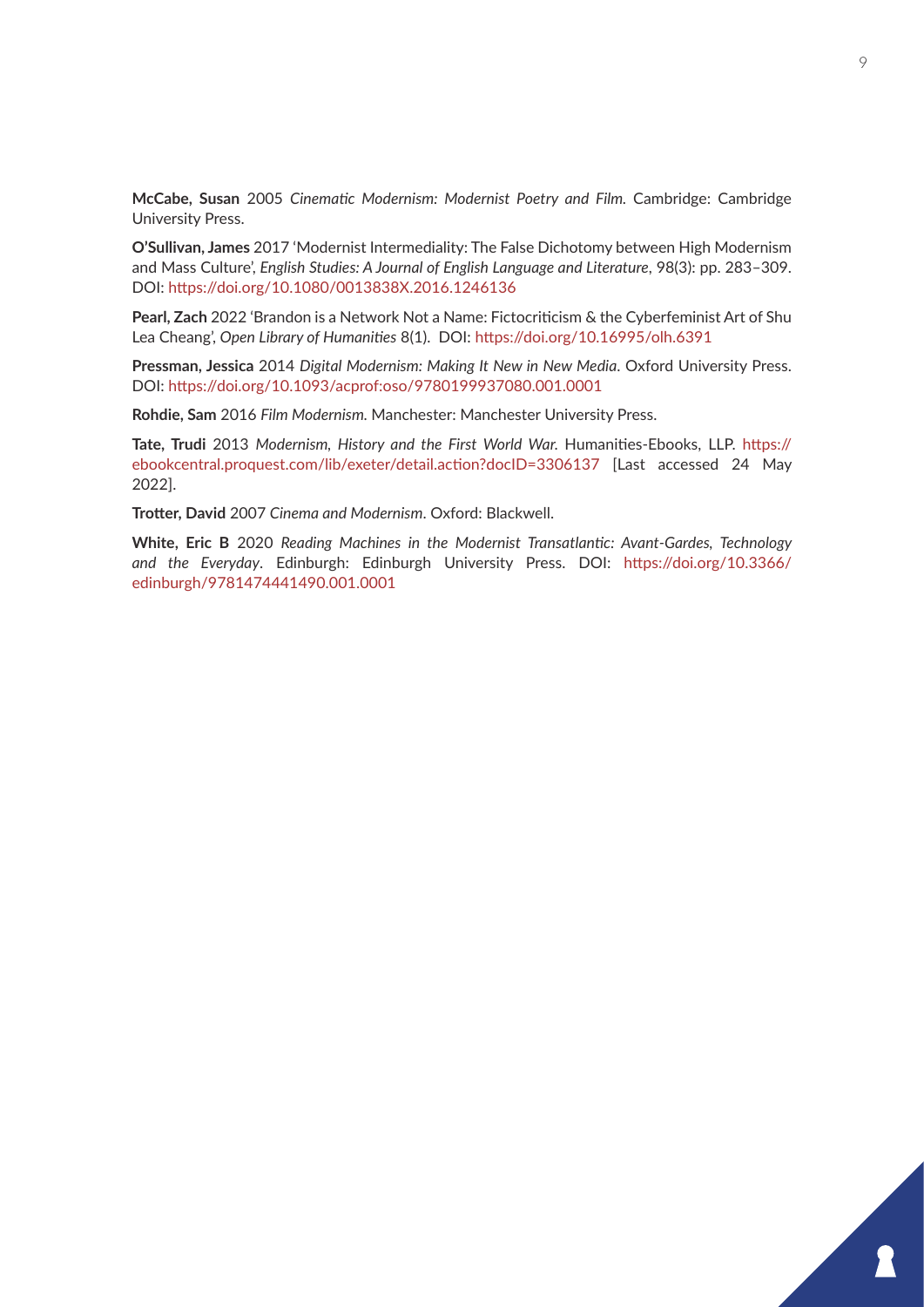**McCabe, Susan** 2005 *Cinematic Modernism: Modernist Poetry and Film.* Cambridge: Cambridge University Press.

**O'Sullivan, James** 2017 'Modernist Intermediality: The False Dichotomy between High Modernism and Mass Culture', *English Studies: A Journal of English Language and Literature*, 98(3): pp. 283–309. DOI: https://doi.org/10.1080/0013838X.2016.1246136

**Pearl, Zach** 2022 'Brandon is a Network Not a Name: Fictocriticism & the Cyberfeminist Art of Shu Lea Cheang', *Open Library of Humanities* 8(1). DOI: https://doi.org/10.16995/olh.6391

**Pressman, Jessica** 2014 *Digital Modernism: Making It New in New Media*. Oxford University Press. DOI: https://doi.org/10.1093/acprof:oso/9780199937080.001.0001

**Rohdie, Sam** 2016 *Film Modernism.* Manchester: Manchester University Press.

**Tate, Trudi** 2013 *Modernism, History and the First World War.* Humanities-Ebooks, LLP. https://ebookcentral.proquest.com/lib/exeter/detail.action?docID=3306137 [Last accessed 24 May 2022].

**Trotter, David** 2007 *Cinema and Modernism*. Oxford: Blackwell.

**White, Eric B** 2020 *Reading Machines in the Modernist Transatlantic: Avant-Gardes, Technology and the Everyday*. Edinburgh: Edinburgh University Press. DOI: https://doi.org/10.3366/edinburgh/9781474441490.001.0001